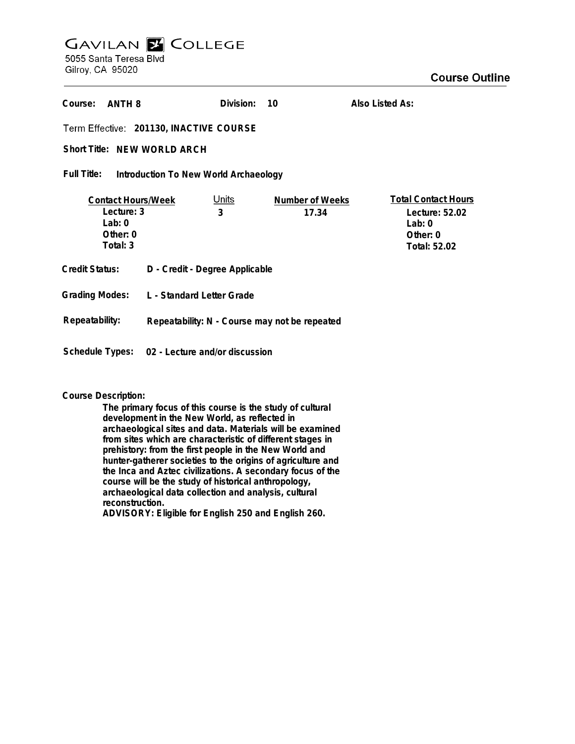# GAVILAN COLLEGE

5055 Santa Teresa Blvd
Gilroy, CA 95020

## Course Outline

**Course:** ANTH 8 **Division:** 10 **Also Listed As:**

**Term Effective:** 201130, INACTIVE COURSE

**Short Title:** NEW WORLD ARCH

**Full Title:** Introduction To New World Archaeology

| Contact Hours/Week | Units | Number of Weeks | Total Contact Hours |
|---|---|---|---|
| Lecture: 3 | 3 | 17.34 | Lecture: 52.02 |
| Lab: 0 | | | Lab: 0 |
| Other: 0 | | | Other: 0 |
| Total: 3 | | | Total: 52.02 |

**Credit Status:** D - Credit - Degree Applicable

**Grading Modes:** L - Standard Letter Grade

**Repeatability:** Repeatability: N - Course may not be repeated

**Schedule Types:** 02 - Lecture and/or discussion

**Course Description:**

The primary focus of this course is the study of cultural development in the New World, as reflected in archaeological sites and data. Materials will be examined from sites which are characteristic of different stages in prehistory: from the first people in the New World and hunter-gatherer societies to the origins of agriculture and the Inca and Aztec civilizations. A secondary focus of the course will be the study of historical anthropology, archaeological data collection and analysis, cultural reconstruction.

ADVISORY: Eligible for English 250 and English 260.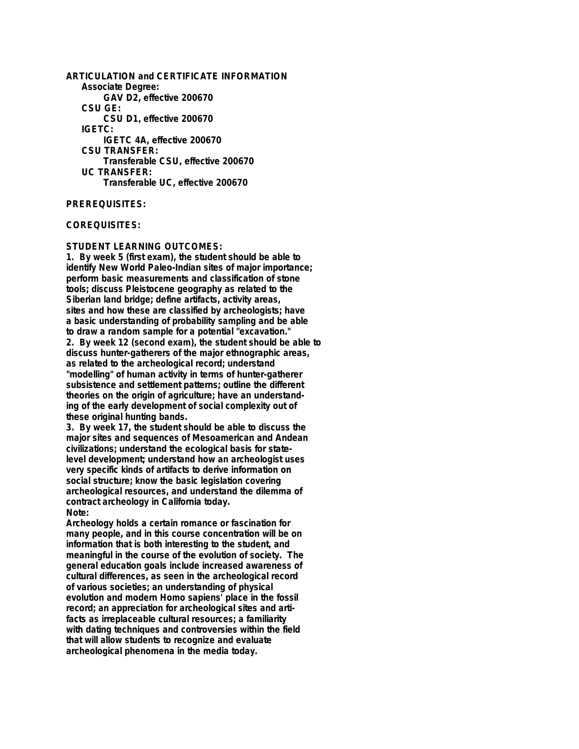**ARTICULATION and CERTIFICATE INFORMATION**

- **Associate Degree:**
  - **GAV D2, effective 200670**
- **CSU GE:**
  - **CSU D1, effective 200670**
- **IGETC:**
  - **IGETC 4A, effective 200670**
- **CSU TRANSFER:**
  - **Transferable CSU, effective 200670**
- **UC TRANSFER:**
  - **Transferable UC, effective 200670**

**PREREQUISITES:**

**COREQUISITES:**

**STUDENT LEARNING OUTCOMES:**

**1. By week 5 (first exam), the student should be able to identify New World Paleo-Indian sites of major importance; perform basic measurements and classification of stone tools; discuss Pleistocene geography as related to the Siberian land bridge; define artifacts, activity areas, sites and how these are classified by archeologists; have a basic understanding of probability sampling and be able to draw a random sample for a potential "excavation."**

**2. By week 12 (second exam), the student should be able to discuss hunter-gatherers of the major ethnographic areas, as related to the archeological record; understand "modelling" of human activity in terms of hunter-gatherer subsistence and settlement patterns; outline the different theories on the origin of agriculture; have an understanding of the early development of social complexity out of these original hunting bands.**

**3. By week 17, the student should be able to discuss the major sites and sequences of Mesoamerican and Andean civilizations; understand the ecological basis for state-level development; understand how an archeologist uses very specific kinds of artifacts to derive information on social structure; know the basic legislation covering archeological resources, and understand the dilemma of contract archeology in California today.**

**Note:**

**Archeology holds a certain romance or fascination for many people, and in this course concentration will be on information that is both interesting to the student, and meaningful in the course of the evolution of society. The general education goals include increased awareness of cultural differences, as seen in the archeological record of various societies; an understanding of physical evolution and modern Homo sapiens' place in the fossil record; an appreciation for archeological sites and artifacts as irreplaceable cultural resources; a familiarity with dating techniques and controversies within the field that will allow students to recognize and evaluate archeological phenomena in the media today.**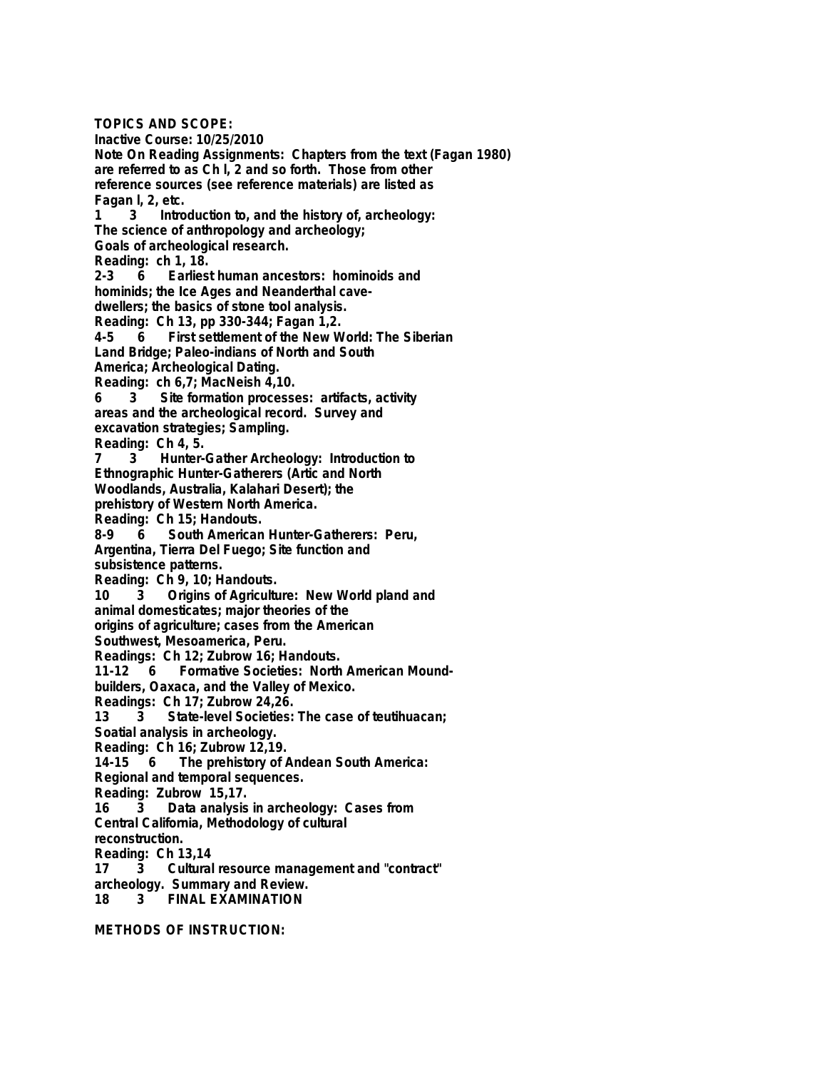**TOPICS AND SCOPE:**

**Inactive Course: 10/25/2010**

**Note On Reading Assignments: Chapters from the text (Fagan 1980) are referred to as Ch l, 2 and so forth. Those from other reference sources (see reference materials) are listed as Fagan l, 2, etc.**

**1 3 Introduction to, and the history of, archeology: The science of anthropology and archeology; Goals of archeological research.**
**Reading: ch 1, 18.**

**2-3 6 Earliest human ancestors: hominoids and hominids; the Ice Ages and Neanderthal cave-dwellers; the basics of stone tool analysis.**
**Reading: Ch 13, pp 330-344; Fagan 1,2.**

**4-5 6 First settlement of the New World: The Siberian Land Bridge; Paleo-indians of North and South America; Archeological Dating.**
**Reading: ch 6,7; MacNeish 4,10.**

**6 3 Site formation processes: artifacts, activity areas and the archeological record. Survey and excavation strategies; Sampling.**
**Reading: Ch 4, 5.**

**7 3 Hunter-Gather Archeology: Introduction to Ethnographic Hunter-Gatherers (Artic and North Woodlands, Australia, Kalahari Desert); the prehistory of Western North America.**
**Reading: Ch 15; Handouts.**

**8-9 6 South American Hunter-Gatherers: Peru, Argentina, Tierra Del Fuego; Site function and subsistence patterns.**
**Reading: Ch 9, 10; Handouts.**

**10 3 Origins of Agriculture: New World pland and animal domesticates; major theories of the origins of agriculture; cases from the American Southwest, Mesoamerica, Peru.**
**Readings: Ch 12; Zubrow 16; Handouts.**

**11-12 6 Formative Societies: North American Mound-builders, Oaxaca, and the Valley of Mexico.**
**Readings: Ch 17; Zubrow 24,26.**

**13 3 State-level Societies: The case of teutihuacan; Soatial analysis in archeology.**
**Reading: Ch 16; Zubrow 12,19.**

**14-15 6 The prehistory of Andean South America: Regional and temporal sequences.**
**Reading: Zubrow 15,17.**

**16 3 Data analysis in archeology: Cases from Central California, Methodology of cultural reconstruction.**
**Reading: Ch 13,14**

**17 3 Cultural resource management and "contract" archeology. Summary and Review.**

**18 3 FINAL EXAMINATION**

**METHODS OF INSTRUCTION:**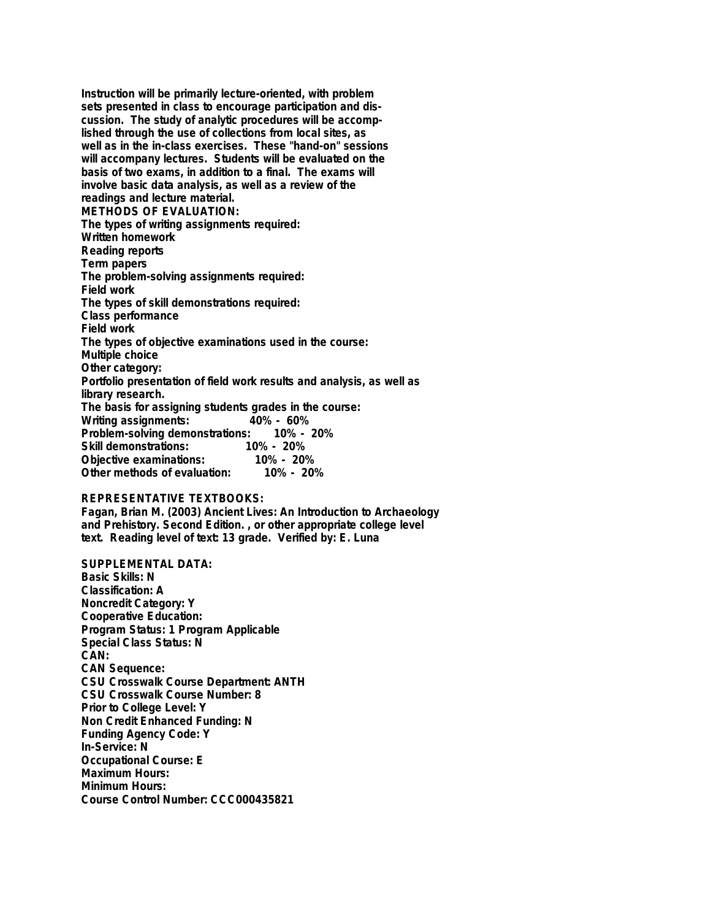Instruction will be primarily lecture-oriented, with problem sets presented in class to encourage participation and discussion. The study of analytic procedures will be accomplished through the use of collections from local sites, as well as in the in-class exercises. These "hand-on" sessions will accompany lectures. Students will be evaluated on the basis of two exams, in addition to a final. The exams will involve basic data analysis, as well as a review of the readings and lecture material.

**METHODS OF EVALUATION:**

The types of writing assignments required:
Written homework
Reading reports
Term papers

The problem-solving assignments required:
Field work

The types of skill demonstrations required:
Class performance
Field work

The types of objective examinations used in the course:
Multiple choice

Other category:
Portfolio presentation of field work results and analysis, as well as library research.

The basis for assigning students grades in the course:

| | |
|---|---|
| Writing assignments: | 40% - 60% |
| Problem-solving demonstrations: | 10% - 20% |
| Skill demonstrations: | 10% - 20% |
| Objective examinations: | 10% - 20% |
| Other methods of evaluation: | 10% - 20% |

**REPRESENTATIVE TEXTBOOKS:**

Fagan, Brian M. (2003) Ancient Lives: An Introduction to Archaeology and Prehistory. Second Edition. , or other appropriate college level text. Reading level of text: 13 grade. Verified by: E. Luna

**SUPPLEMENTAL DATA:**

Basic Skills: N
Classification: A
Noncredit Category: Y
Cooperative Education:
Program Status: 1 Program Applicable
Special Class Status: N
CAN:
CAN Sequence:
CSU Crosswalk Course Department: ANTH
CSU Crosswalk Course Number: 8
Prior to College Level: Y
Non Credit Enhanced Funding: N
Funding Agency Code: Y
In-Service: N
Occupational Course: E
Maximum Hours:
Minimum Hours:
Course Control Number: CCC000435821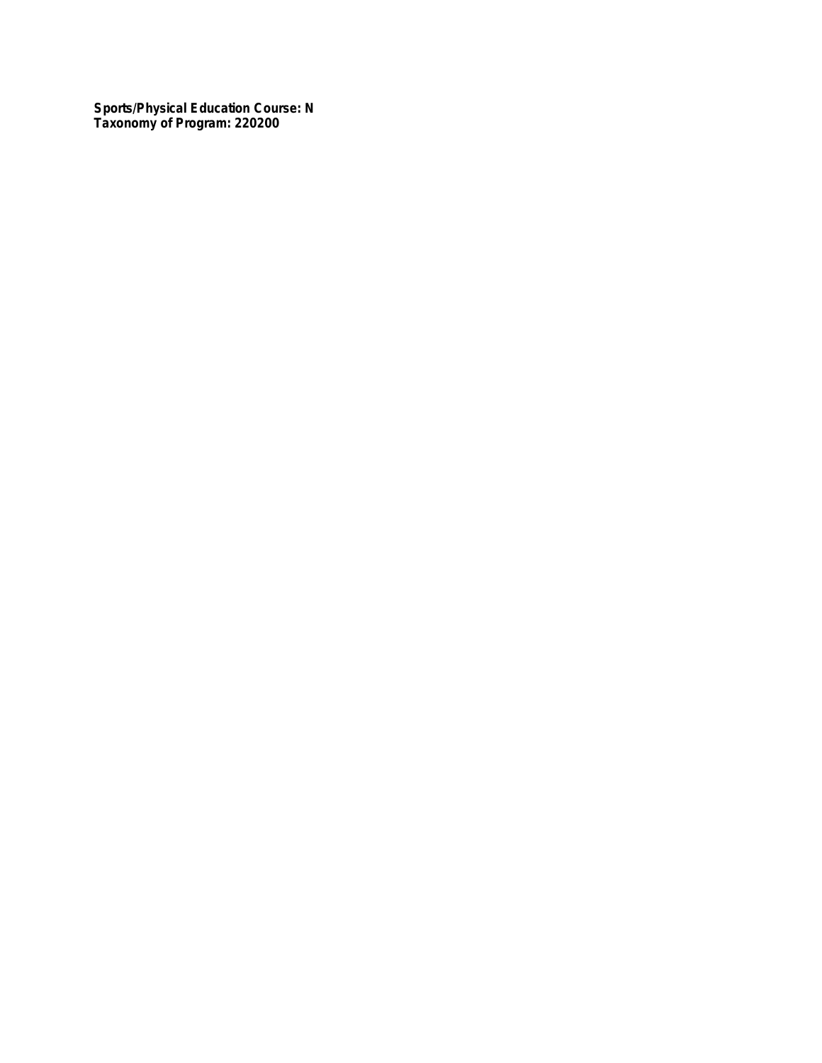**Sports/Physical Education Course: N**
**Taxonomy of Program: 220200**